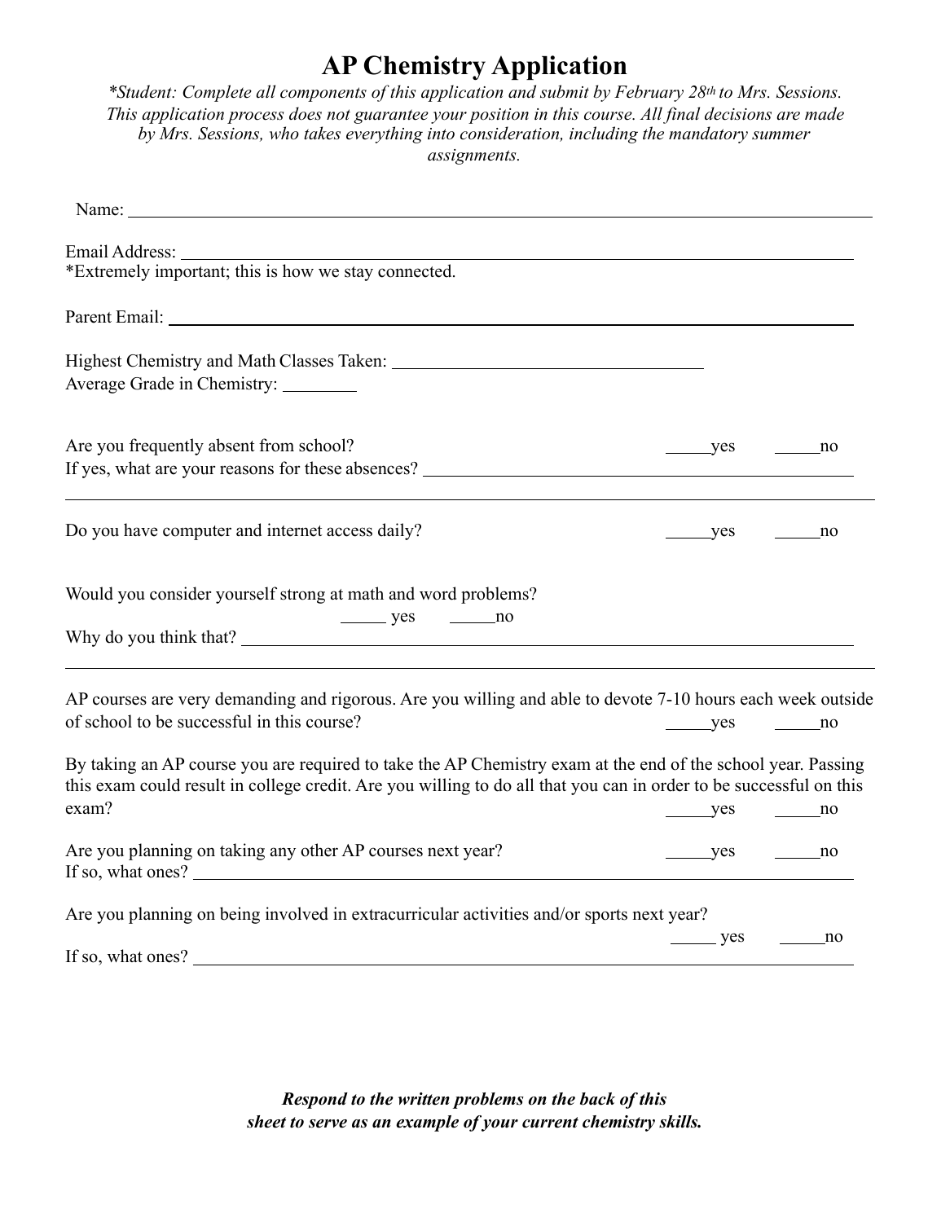# AP Chemistry Application

*\*Student: Complete all components of this application and submit by February 28th to Mrs. Sessions. This application process does not guarantee your position in this course. All final decisions are made by Mrs. Sessions, who takes everything into consideration, including the mandatory summer assignments.*

Name: ______________________________________________________________

Email Address: ______________________________________________________
*Extremely important; this is how we stay connected.

Parent Email: _______________________________________________________

Highest Chemistry and Math Classes Taken: ____________________________
Average Grade in Chemistry: ________

Are you frequently absent from school? _____yes _____no
If yes, what are your reasons for these absences? ______________________________
______________________________________________________________________

Do you have computer and internet access daily? _____yes _____no

Would you consider yourself strong at math and word problems?
_____ yes _____no
Why do you think that? _________________________________________________
______________________________________________________________________

AP courses are very demanding and rigorous. Are you willing and able to devote 7-10 hours each week outside of school to be successful in this course? _____yes _____no

By taking an AP course you are required to take the AP Chemistry exam at the end of the school year. Passing this exam could result in college credit. Are you willing to do all that you can in order to be successful on this exam? _____yes _____no

Are you planning on taking any other AP courses next year? _____yes _____no
If so, what ones? _____________________________________________________

Are you planning on being involved in extracurricular activities and/or sports next year?
_____ yes _____no
If so, what ones? _____________________________________________________

***Respond to the written problems on the back of this sheet to serve as an example of your current chemistry skills.***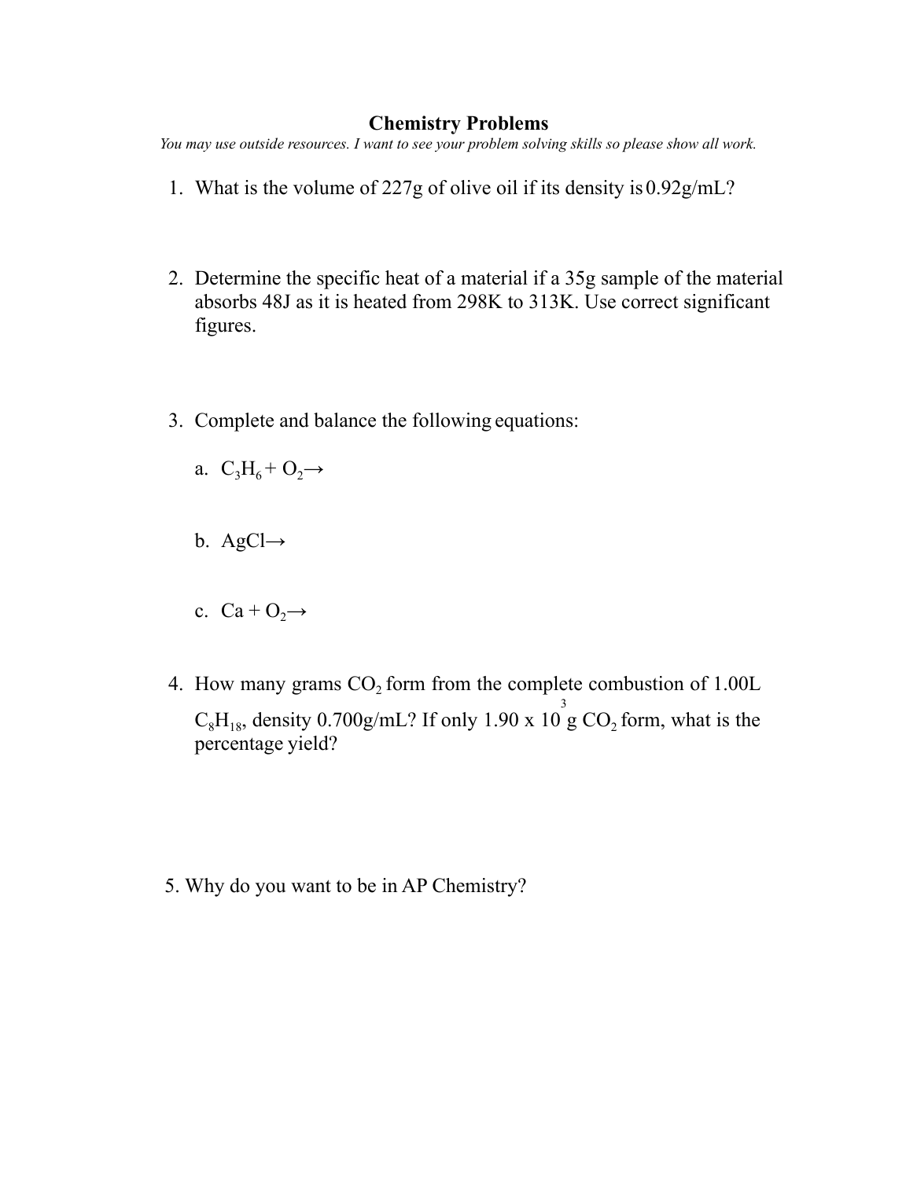# Chemistry Problems

*You may use outside resources. I want to see your problem solving skills so please show all work.*

1. What is the volume of 227g of olive oil if its density is 0.92g/mL?

2. Determine the specific heat of a material if a 35g sample of the material absorbs 48J as it is heated from 298K to 313K. Use correct significant figures.

3. Complete and balance the following equations:

   a. $C_3H_6 + O_2 \rightarrow$

   b. $AgCl \rightarrow$

   c. $Ca + O_2 \rightarrow$

4. How many grams $CO_2$ form from the complete combustion of 1.00L $C_8H_{18}$, density 0.700g/mL? If only $1.90 \times 10^3$ g $CO_2$ form, what is the percentage yield?

5. Why do you want to be in AP Chemistry?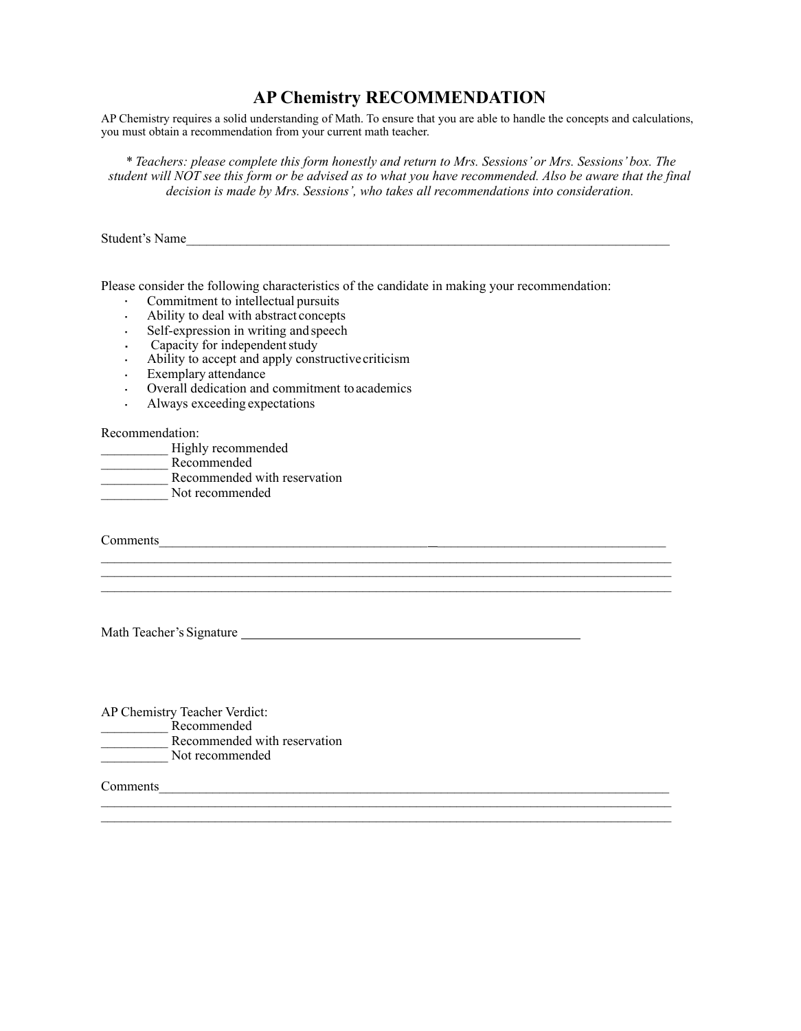# AP Chemistry RECOMMENDATION

AP Chemistry requires a solid understanding of Math. To ensure that you are able to handle the concepts and calculations, you must obtain a recommendation from your current math teacher.

*\* Teachers: please complete this form honestly and return to Mrs. Sessions' or Mrs. Sessions' box. The student will NOT see this form or be advised as to what you have recommended. Also be aware that the final decision is made by Mrs. Sessions', who takes all recommendations into consideration.*

Student's Name______________________________________________________________________________

Please consider the following characteristics of the candidate in making your recommendation:

- Commitment to intellectual pursuits
- Ability to deal with abstract concepts
- Self-expression in writing and speech
- Capacity for independent study
- Ability to accept and apply constructive criticism
- Exemplary attendance
- Overall dedication and commitment to academics
- Always exceeding expectations

Recommendation:

__________ Highly recommended  
__________ Recommended  
__________ Recommended with reservation  
__________ Not recommended

Comments___________________________________________________________________________________
____________________________________________________________________________________________
____________________________________________________________________________________________
____________________________________________________________________________________________

Math Teacher's Signature ______________________________________________________

AP Chemistry Teacher Verdict:

__________ Recommended  
__________ Recommended with reservation  
__________ Not recommended

Comments___________________________________________________________________________________
____________________________________________________________________________________________
____________________________________________________________________________________________